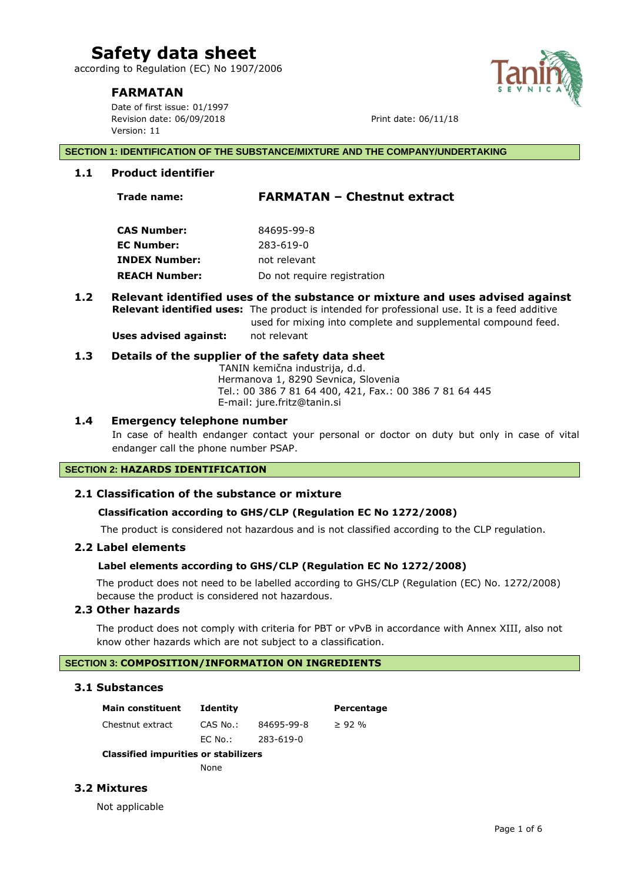# Safety data sheet

according to Regulation (EC) No 1907/2006

## FARMATAN

Date of first issue: 01/1997
Revision date: 06/09/2018
Version: 11

Print date: 06/11/18

## SECTION 1: IDENTIFICATION OF THE SUBSTANCE/MIXTURE AND THE COMPANY/UNDERTAKING

### 1.1 Product identifier

**Trade name:** **FARMATAN – Chestnut extract**

| | |
|---|---|
| **CAS Number:** | 84695-99-8 |
| **EC Number:** | 283-619-0 |
| **INDEX Number:** | not relevant |
| **REACH Number:** | Do not require registration |

### 1.2 Relevant identified uses of the substance or mixture and uses advised against

**Relevant identified uses:** The product is intended for professional use. It is a feed additive used for mixing into complete and supplemental compound feed.

**Uses advised against:** not relevant

### 1.3 Details of the supplier of the safety data sheet

TANIN kemična industrija, d.d.
Hermanova 1, 8290 Sevnica, Slovenia
Tel.: 00 386 7 81 64 400, 421, Fax.: 00 386 7 81 64 445
E-mail: jure.fritz@tanin.si

### 1.4 Emergency telephone number

In case of health endanger contact your personal or doctor on duty but only in case of vital endanger call the phone number PSAP.

## SECTION 2: HAZARDS IDENTIFICATION

### 2.1 Classification of the substance or mixture

**Classification according to GHS/CLP (Regulation EC No 1272/2008)**

The product is considered not hazardous and is not classified according to the CLP regulation.

### 2.2 Label elements

**Label elements according to GHS/CLP (Regulation EC No 1272/2008)**

The product does not need to be labelled according to GHS/CLP (Regulation (EC) No. 1272/2008) because the product is considered not hazardous.

### 2.3 Other hazards

The product does not comply with criteria for PBT or vPvB in accordance with Annex XIII, also not know other hazards which are not subject to a classification.

## SECTION 3: COMPOSITION/INFORMATION ON INGREDIENTS

### 3.1 Substances

| Main constituent | Identity | | Percentage |
|---|---|---|---|
| Chestnut extract | CAS No.: | 84695-99-8 | ≥ 92 % |
| | EC No.: | 283-619-0 | |

**Classified impurities or stabilizers**

None

### 3.2 Mixtures

Not applicable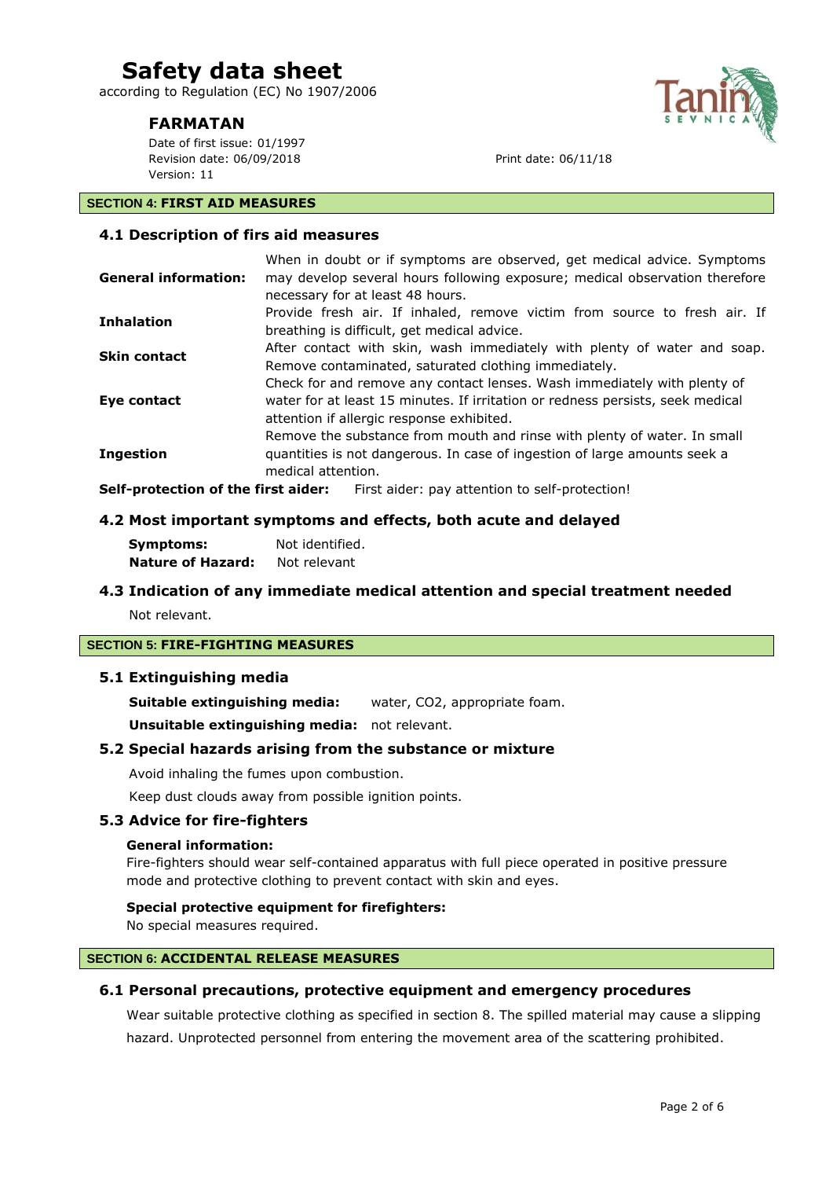# Safety data sheet

according to Regulation (EC) No 1907/2006

## FARMATAN

Date of first issue: 01/1997
Revision date: 06/09/2018
Version: 11

Print date: 06/11/18

## SECTION 4: FIRST AID MEASURES

### 4.1 Description of firs aid measures

| | |
|---|---|
| **General information:** | When in doubt or if symptoms are observed, get medical advice. Symptoms may develop several hours following exposure; medical observation therefore necessary for at least 48 hours. |
| **Inhalation** | Provide fresh air. If inhaled, remove victim from source to fresh air. If breathing is difficult, get medical advice. |
| **Skin contact** | After contact with skin, wash immediately with plenty of water and soap. Remove contaminated, saturated clothing immediately. |
| **Eye contact** | Check for and remove any contact lenses. Wash immediately with plenty of water for at least 15 minutes. If irritation or redness persists, seek medical attention if allergic response exhibited. |
| **Ingestion** | Remove the substance from mouth and rinse with plenty of water. In small quantities is not dangerous. In case of ingestion of large amounts seek a medical attention. |

**Self-protection of the first aider:** First aider: pay attention to self-protection!

### 4.2 Most important symptoms and effects, both acute and delayed

**Symptoms:** Not identified.
**Nature of Hazard:** Not relevant

### 4.3 Indication of any immediate medical attention and special treatment needed

Not relevant.

## SECTION 5: FIRE-FIGHTING MEASURES

### 5.1 Extinguishing media

**Suitable extinguishing media:** water, $CO_2$, appropriate foam.

**Unsuitable extinguishing media:** not relevant.

### 5.2 Special hazards arising from the substance or mixture

Avoid inhaling the fumes upon combustion.

Keep dust clouds away from possible ignition points.

### 5.3 Advice for fire-fighters

**General information:**
Fire-fighters should wear self-contained apparatus with full piece operated in positive pressure mode and protective clothing to prevent contact with skin and eyes.

**Special protective equipment for firefighters:**
No special measures required.

## SECTION 6: ACCIDENTAL RELEASE MEASURES

### 6.1 Personal precautions, protective equipment and emergency procedures

Wear suitable protective clothing as specified in section 8. The spilled material may cause a slipping hazard. Unprotected personnel from entering the movement area of the scattering prohibited.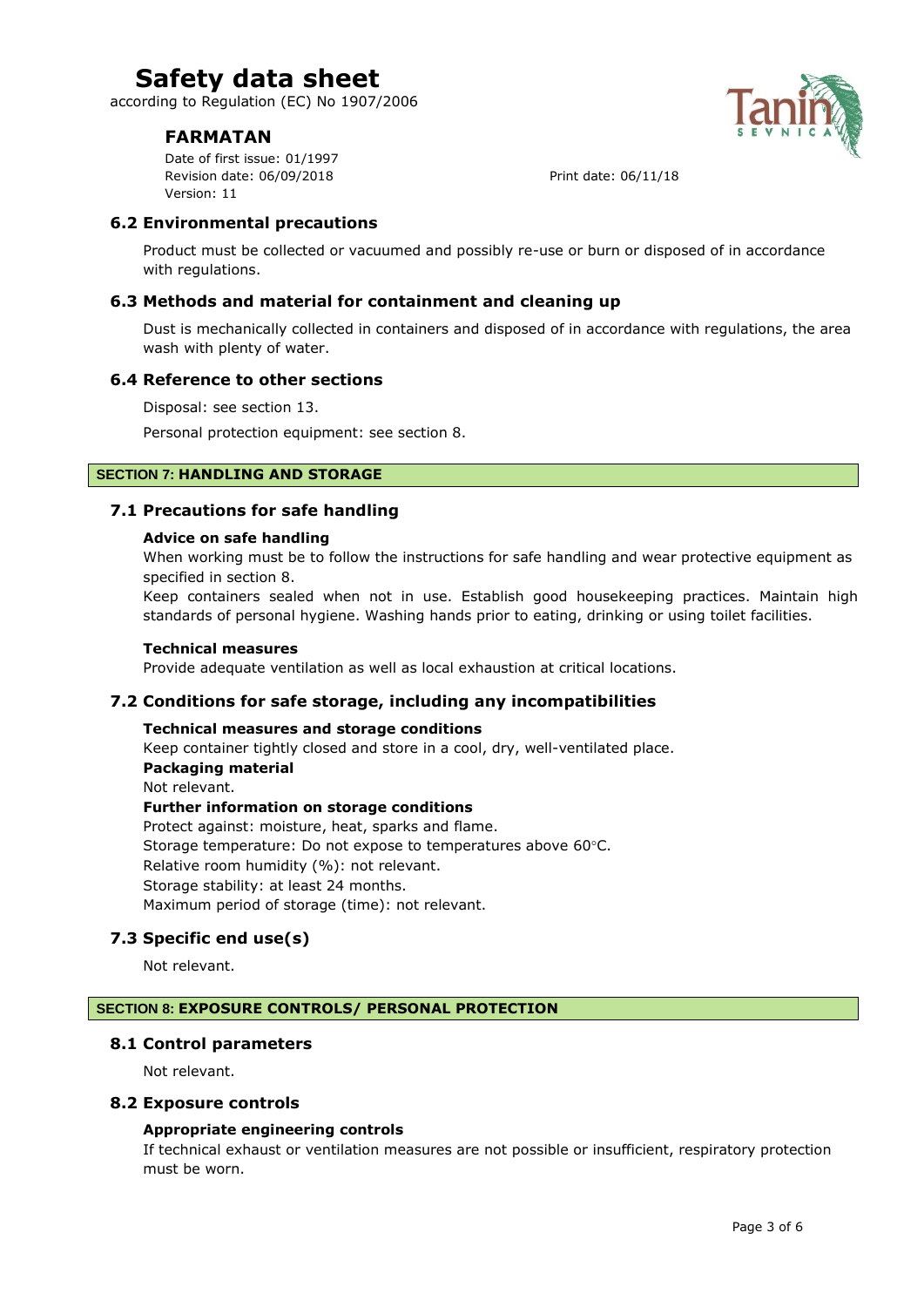### 6.2 Environmental precautions

Product must be collected or vacuumed and possibly re-use or burn or disposed of in accordance with regulations.

### 6.3 Methods and material for containment and cleaning up

Dust is mechanically collected in containers and disposed of in accordance with regulations, the area wash with plenty of water.

### 6.4 Reference to other sections

Disposal: see section 13.

Personal protection equipment: see section 8.

## SECTION 7: HANDLING AND STORAGE

### 7.1 Precautions for safe handling

**Advice on safe handling**

When working must be to follow the instructions for safe handling and wear protective equipment as specified in section 8.

Keep containers sealed when not in use. Establish good housekeeping practices. Maintain high standards of personal hygiene. Washing hands prior to eating, drinking or using toilet facilities.

**Technical measures**

Provide adequate ventilation as well as local exhaustion at critical locations.

### 7.2 Conditions for safe storage, including any incompatibilities

**Technical measures and storage conditions**

Keep container tightly closed and store in a cool, dry, well-ventilated place.

**Packaging material**

Not relevant.

**Further information on storage conditions**

Protect against: moisture, heat, sparks and flame.

Storage temperature: Do not expose to temperatures above 60°C.

Relative room humidity (%): not relevant.

Storage stability: at least 24 months.

Maximum period of storage (time): not relevant.

### 7.3 Specific end use(s)

Not relevant.

## SECTION 8: EXPOSURE CONTROLS/ PERSONAL PROTECTION

### 8.1 Control parameters

Not relevant.

### 8.2 Exposure controls

**Appropriate engineering controls**

If technical exhaust or ventilation measures are not possible or insufficient, respiratory protection must be worn.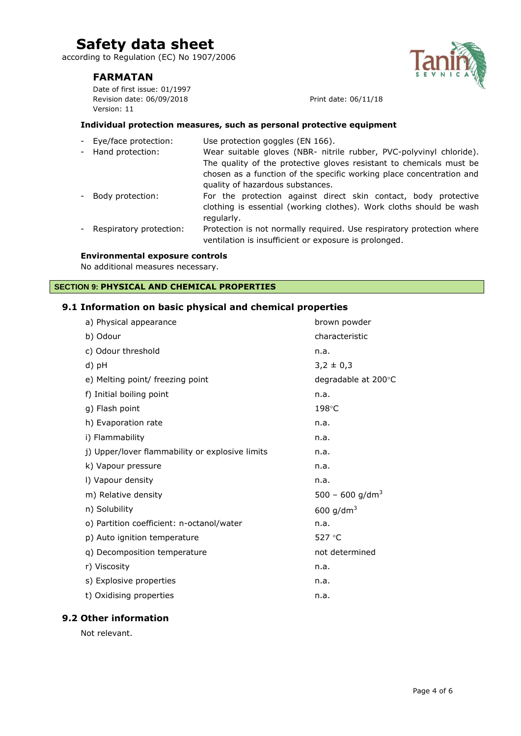#### Individual protection measures, such as personal protective equipment

- Eye/face protection: Use protection goggles (EN 166).
- Hand protection: Wear suitable gloves (NBR- nitrile rubber, PVC-polyvinyl chloride). The quality of the protective gloves resistant to chemicals must be chosen as a function of the specific working place concentration and quality of hazardous substances.
- Body protection: For the protection against direct skin contact, body protective clothing is essential (working clothes). Work cloths should be wash regularly.
- Respiratory protection: Protection is not normally required. Use respiratory protection where ventilation is insufficient or exposure is prolonged.

#### Environmental exposure controls

No additional measures necessary.

## SECTION 9: PHYSICAL AND CHEMICAL PROPERTIES

### 9.1 Information on basic physical and chemical properties

| | |
|---|---|
| a) Physical appearance | brown powder |
| b) Odour | characteristic |
| c) Odour threshold | n.a. |
| d) pH | 3,2 ± 0,3 |
| e) Melting point/ freezing point | degradable at 200°C |
| f) Initial boiling point | n.a. |
| g) Flash point | 198°C |
| h) Evaporation rate | n.a. |
| i) Flammability | n.a. |
| j) Upper/lover flammability or explosive limits | n.a. |
| k) Vapour pressure | n.a. |
| l) Vapour density | n.a. |
| m) Relative density | 500 – 600 g/dm$^3$ |
| n) Solubility | 600 g/dm$^3$ |
| o) Partition coefficient: n-octanol/water | n.a. |
| p) Auto ignition temperature | 527 °C |
| q) Decomposition temperature | not determined |
| r) Viscosity | n.a. |
| s) Explosive properties | n.a. |
| t) Oxidising properties | n.a. |

### 9.2 Other information

Not relevant.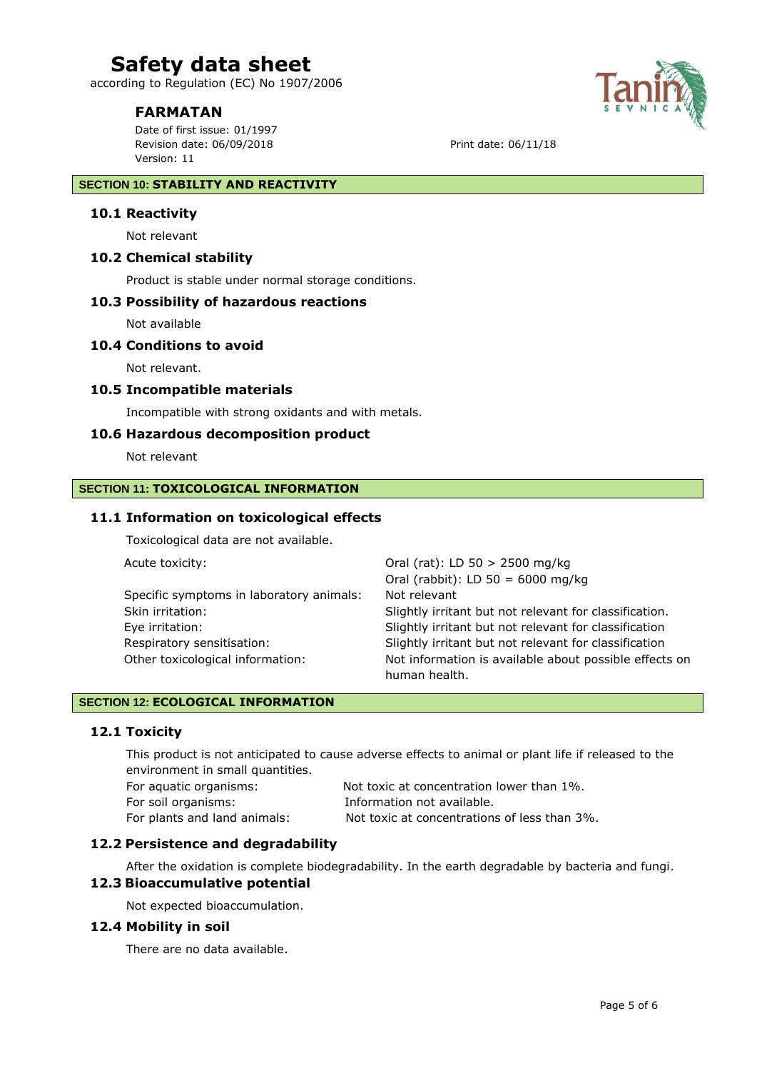## SECTION 10: STABILITY AND REACTIVITY

### 10.1 Reactivity

Not relevant

### 10.2 Chemical stability

Product is stable under normal storage conditions.

### 10.3 Possibility of hazardous reactions

Not available

### 10.4 Conditions to avoid

Not relevant.

### 10.5 Incompatible materials

Incompatible with strong oxidants and with metals.

### 10.6 Hazardous decomposition product

Not relevant

## SECTION 11: TOXICOLOGICAL INFORMATION

### 11.1 Information on toxicological effects

Toxicological data are not available.

| | |
|---|---|
| Acute toxicity: | Oral (rat): LD 50 > 2500 mg/kg<br>Oral (rabbit): LD 50 = 6000 mg/kg |
| Specific symptoms in laboratory animals: | Not relevant |
| Skin irritation: | Slightly irritant but not relevant for classification. |
| Eye irritation: | Slightly irritant but not relevant for classification |
| Respiratory sensitisation: | Slightly irritant but not relevant for classification |
| Other toxicological information: | Not information is available about possible effects on human health. |

## SECTION 12: ECOLOGICAL INFORMATION

### 12.1 Toxicity

This product is not anticipated to cause adverse effects to animal or plant life if released to the environment in small quantities.

| | |
|---|---|
| For aquatic organisms: | Not toxic at concentration lower than 1%. |
| For soil organisms: | Information not available. |
| For plants and land animals: | Not toxic at concentrations of less than 3%. |

### 12.2 Persistence and degradability

After the oxidation is complete biodegradability. In the earth degradable by bacteria and fungi.

### 12.3 Bioaccumulative potential

Not expected bioaccumulation.

### 12.4 Mobility in soil

There are no data available.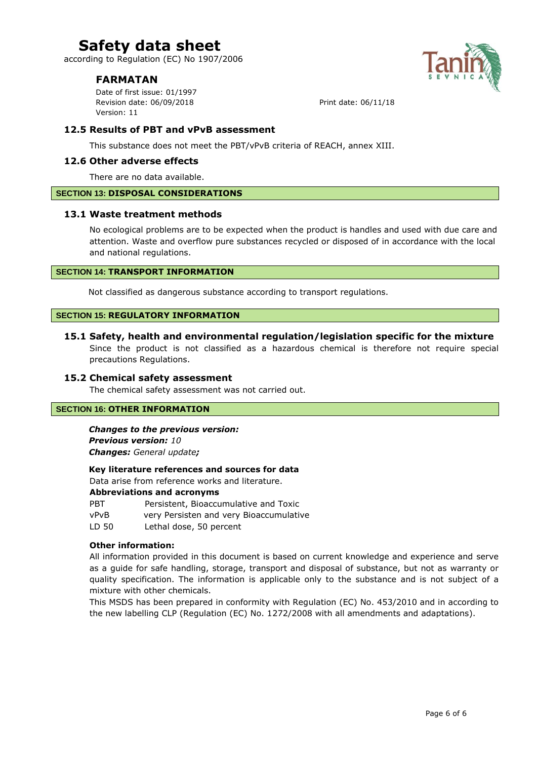### 12.5 Results of PBT and vPvB assessment

This substance does not meet the PBT/vPvB criteria of REACH, annex XIII.

### 12.6 Other adverse effects

There are no data available.

## SECTION 13: DISPOSAL CONSIDERATIONS

### 13.1 Waste treatment methods

No ecological problems are to be expected when the product is handles and used with due care and attention. Waste and overflow pure substances recycled or disposed of in accordance with the local and national regulations.

## SECTION 14: TRANSPORT INFORMATION

Not classified as dangerous substance according to transport regulations.

## SECTION 15: REGULATORY INFORMATION

### 15.1 Safety, health and environmental regulation/legislation specific for the mixture

Since the product is not classified as a hazardous chemical is therefore not require special precautions Regulations.

### 15.2 Chemical safety assessment

The chemical safety assessment was not carried out.

## SECTION 16: OTHER INFORMATION

***Changes to the previous version:***
***Previous version:*** *10*
***Changes:*** *General update**;***

**Key literature references and sources for data**

Data arise from reference works and literature.

**Abbreviations and acronyms**

| | |
|---|---|
| PBT | Persistent, Bioaccumulative and Toxic |
| vPvB | very Persisten and very Bioaccumulative |
| LD 50 | Lethal dose, 50 percent |

**Other information:**

All information provided in this document is based on current knowledge and experience and serve as a guide for safe handling, storage, transport and disposal of substance, but not as warranty or quality specification. The information is applicable only to the substance and is not subject of a mixture with other chemicals.

This MSDS has been prepared in conformity with Regulation (EC) No. 453/2010 and in according to the new labelling CLP (Regulation (EC) No. 1272/2008 with all amendments and adaptations).